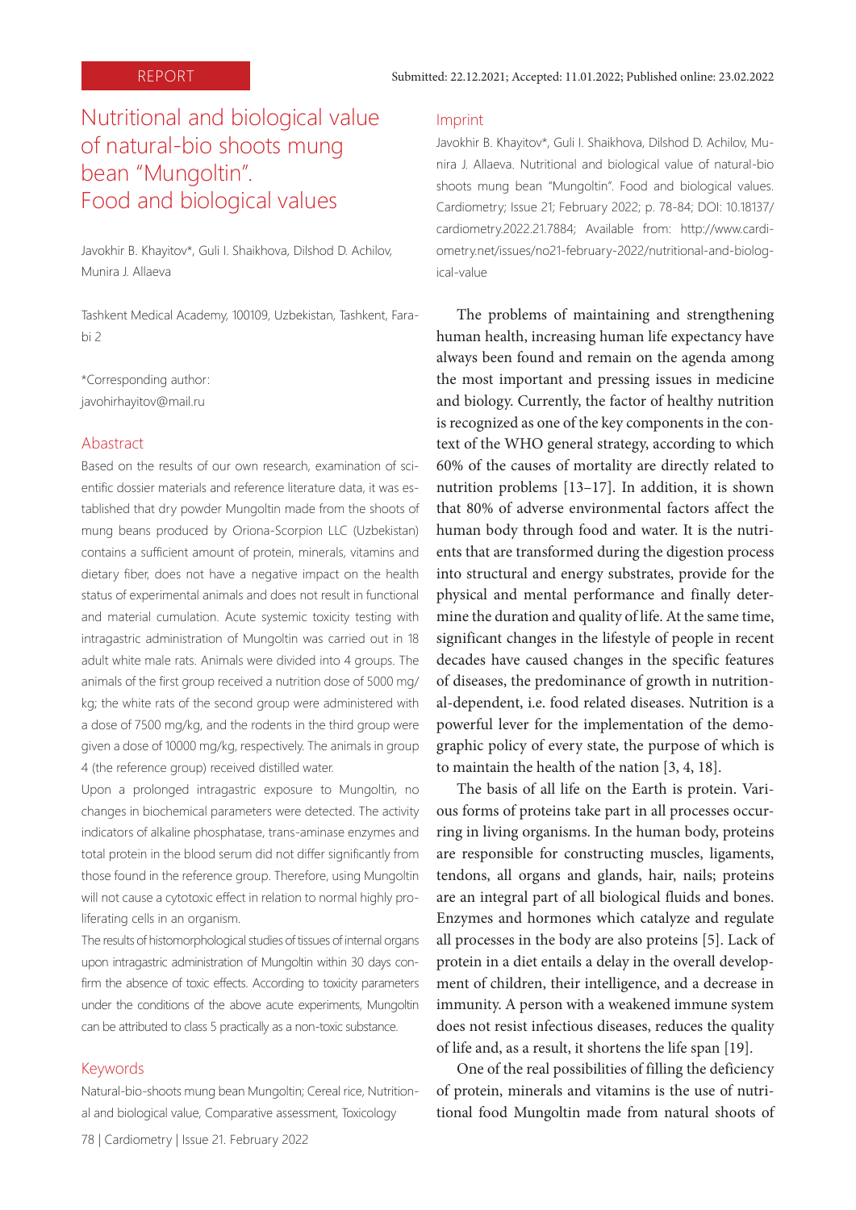REPORT

Submitted: 22.12.2021; Accepted: 11.01.2022; Published online: 23.02.2022

# Nutritional and biological value of natural-bio shoots mung bean "Mungoltin". Food and biological values

Javokhir B. Khayitov*, Guli I. Shaikhova, Dilshod D. Achilov, Munira J. Allaeva

Tashkent Medical Academy, 100109, Uzbekistan, Tashkent, Farabi 2

*Corresponding author: javohirhayitov@mail.ru

## Abastract

Based on the results of our own research, examination of scientific dossier materials and reference literature data, it was established that dry powder Mungoltin made from the shoots of mung beans produced by Oriona-Scorpion LLC (Uzbekistan) contains a sufficient amount of protein, minerals, vitamins and dietary fiber, does not have a negative impact on the health status of experimental animals and does not result in functional and material cumulation. Acute systemic toxicity testing with intragastric administration of Mungoltin was carried out in 18 adult white male rats. Animals were divided into 4 groups. The animals of the first group received a nutrition dose of 5000 mg/kg; the white rats of the second group were administered with a dose of 7500 mg/kg, and the rodents in the third group were given a dose of 10000 mg/kg, respectively. The animals in group 4 (the reference group) received distilled water.

Upon a prolonged intragastric exposure to Mungoltin, no changes in biochemical parameters were detected. The activity indicators of alkaline phosphatase, trans-aminase enzymes and total protein in the blood serum did not differ significantly from those found in the reference group. Therefore, using Mungoltin will not cause a cytotoxic effect in relation to normal highly proliferating cells in an organism.

The results of histomorphological studies of tissues of internal organs upon intragastric administration of Mungoltin within 30 days confirm the absence of toxic effects. According to toxicity parameters under the conditions of the above acute experiments, Mungoltin can be attributed to class 5 practically as a non-toxic substance.

## Keywords

Natural-bio-shoots mung bean Mungoltin; Cereal rice, Nutritional and biological value, Comparative assessment, Toxicology

## Imprint

Javokhir B. Khayitov*, Guli I. Shaikhova, Dilshod D. Achilov, Munira J. Allaeva. Nutritional and biological value of natural-bio shoots mung bean "Mungoltin". Food and biological values. Cardiometry; Issue 21; February 2022; p. 78-84; DOI: 10.18137/cardiometry.2022.21.7884; Available from: http://www.cardiometry.net/issues/no21-february-2022/nutritional-and-biological-value

The problems of maintaining and strengthening human health, increasing human life expectancy have always been found and remain on the agenda among the most important and pressing issues in medicine and biology. Currently, the factor of healthy nutrition is recognized as one of the key components in the context of the WHO general strategy, according to which 60% of the causes of mortality are directly related to nutrition problems [13–17]. In addition, it is shown that 80% of adverse environmental factors affect the human body through food and water. It is the nutrients that are transformed during the digestion process into structural and energy substrates, provide for the physical and mental performance and finally determine the duration and quality of life. At the same time, significant changes in the lifestyle of people in recent decades have caused changes in the specific features of diseases, the predominance of growth in nutritional-dependent, i.e. food related diseases. Nutrition is a powerful lever for the implementation of the demographic policy of every state, the purpose of which is to maintain the health of the nation [3, 4, 18].

The basis of all life on the Earth is protein. Various forms of proteins take part in all processes occurring in living organisms. In the human body, proteins are responsible for constructing muscles, ligaments, tendons, all organs and glands, hair, nails; proteins are an integral part of all biological fluids and bones. Enzymes and hormones which catalyze and regulate all processes in the body are also proteins [5]. Lack of protein in a diet entails a delay in the overall development of children, their intelligence, and a decrease in immunity. A person with a weakened immune system does not resist infectious diseases, reduces the quality of life and, as a result, it shortens the life span [19].

One of the real possibilities of filling the deficiency of protein, minerals and vitamins is the use of nutritional food Mungoltin made from natural shoots of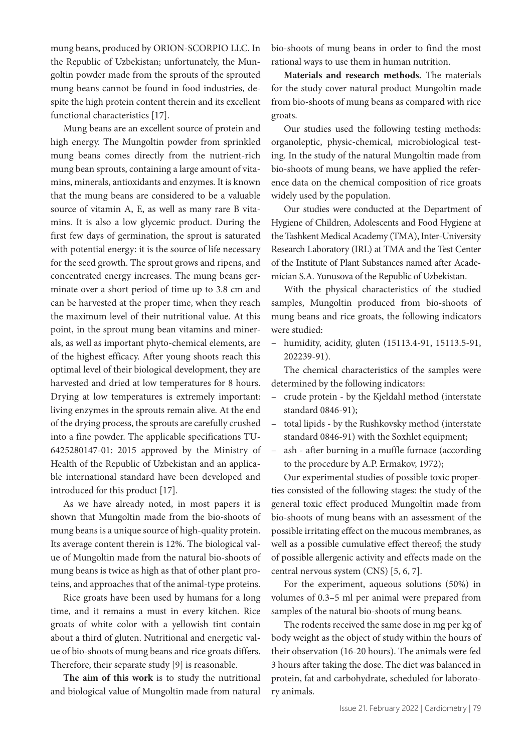mung beans, produced by ORION-SCORPIO LLC. In the Republic of Uzbekistan; unfortunately, the Mungoltin powder made from the sprouts of the sprouted mung beans cannot be found in food industries, despite the high protein content therein and its excellent functional characteristics [17].

Mung beans are an excellent source of protein and high energy. The Mungoltin powder from sprinkled mung beans comes directly from the nutrient-rich mung bean sprouts, containing a large amount of vitamins, minerals, antioxidants and enzymes. It is known that the mung beans are considered to be a valuable source of vitamin A, E, as well as many rare B vitamins. It is also a low glycemic product. During the first few days of germination, the sprout is saturated with potential energy: it is the source of life necessary for the seed growth. The sprout grows and ripens, and concentrated energy increases. The mung beans germinate over a short period of time up to 3.8 cm and can be harvested at the proper time, when they reach the maximum level of their nutritional value. At this point, in the sprout mung bean vitamins and minerals, as well as important phyto-chemical elements, are of the highest efficacy. After young shoots reach this optimal level of their biological development, they are harvested and dried at low temperatures for 8 hours. Drying at low temperatures is extremely important: living enzymes in the sprouts remain alive. At the end of the drying process, the sprouts are carefully crushed into a fine powder. The applicable specifications TU-6425280147-01: 2015 approved by the Ministry of Health of the Republic of Uzbekistan and an applicable international standard have been developed and introduced for this product [17].

As we have already noted, in most papers it is shown that Mungoltin made from the bio-shoots of mung beans is a unique source of high-quality protein. Its average content therein is 12%. The biological value of Mungoltin made from the natural bio-shoots of mung beans is twice as high as that of other plant proteins, and approaches that of the animal-type proteins.

Rice groats have been used by humans for a long time, and it remains a must in every kitchen. Rice groats of white color with a yellowish tint contain about a third of gluten. Nutritional and energetic value of bio-shoots of mung beans and rice groats differs. Therefore, their separate study [9] is reasonable.

**The aim of this work** is to study the nutritional and biological value of Mungoltin made from natural bio-shoots of mung beans in order to find the most rational ways to use them in human nutrition.

**Materials and research methods.** The materials for the study cover natural product Mungoltin made from bio-shoots of mung beans as compared with rice groats.

Our studies used the following testing methods: organoleptic, physic-chemical, microbiological testing. In the study of the natural Mungoltin made from bio-shoots of mung beans, we have applied the reference data on the chemical composition of rice groats widely used by the population.

Our studies were conducted at the Department of Hygiene of Children, Adolescents and Food Hygiene at the Tashkent Medical Academy (TMA), Inter-University Research Laboratory (IRL) at TMA and the Test Center of the Institute of Plant Substances named after Academician S.A. Yunusova of the Republic of Uzbekistan.

With the physical characteristics of the studied samples, Mungoltin produced from bio-shoots of mung beans and rice groats, the following indicators were studied:

- humidity, acidity, gluten (15113.4-91, 15113.5-91, 202239-91).

The chemical characteristics of the samples were determined by the following indicators:

- crude protein - by the Kjeldahl method (interstate standard 0846-91);
- total lipids - by the Rushkovsky method (interstate standard 0846-91) with the Soxhlet equipment;
- ash - after burning in a muffle furnace (according to the procedure by A.P. Ermakov, 1972);

Our experimental studies of possible toxic properties consisted of the following stages: the study of the general toxic effect produced Mungoltin made from bio-shoots of mung beans with an assessment of the possible irritating effect on the mucous membranes, as well as a possible cumulative effect thereof; the study of possible allergenic activity and effects made on the central nervous system (CNS) [5, 6, 7].

For the experiment, aqueous solutions (50%) in volumes of 0.3–5 ml per animal were prepared from samples of the natural bio-shoots of mung beans.

The rodents received the same dose in mg per kg of body weight as the object of study within the hours of their observation (16-20 hours). The animals were fed 3 hours after taking the dose. The diet was balanced in protein, fat and carbohydrate, scheduled for laboratory animals.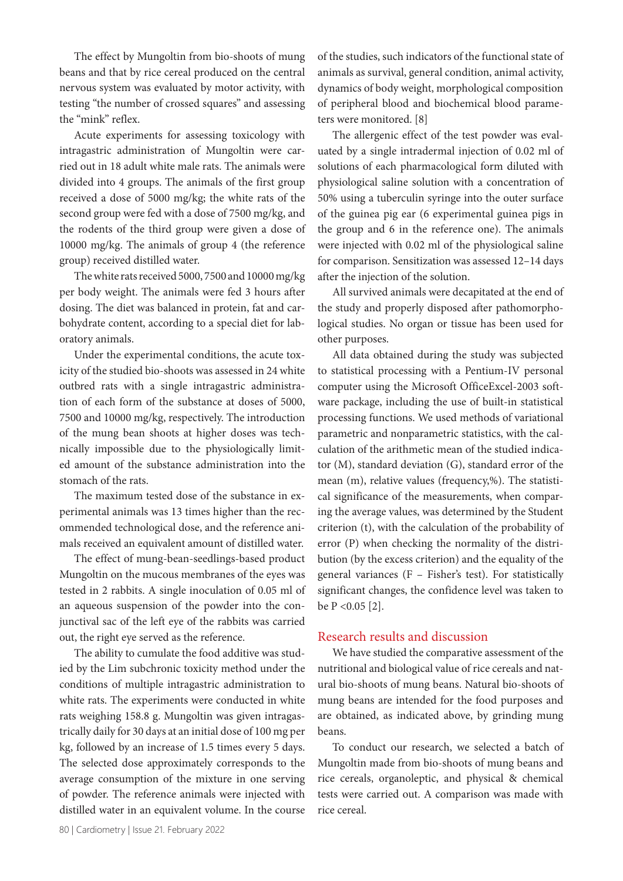The effect by Mungoltin from bio-shoots of mung beans and that by rice cereal produced on the central nervous system was evaluated by motor activity, with testing "the number of crossed squares" and assessing the "mink" reflex.

Acute experiments for assessing toxicology with intragastric administration of Mungoltin were carried out in 18 adult white male rats. The animals were divided into 4 groups. The animals of the first group received a dose of 5000 mg/kg; the white rats of the second group were fed with a dose of 7500 mg/kg, and the rodents of the third group were given a dose of 10000 mg/kg. The animals of group 4 (the reference group) received distilled water.

The white rats received 5000, 7500 and 10000 mg/kg per body weight. The animals were fed 3 hours after dosing. The diet was balanced in protein, fat and carbohydrate content, according to a special diet for laboratory animals.

Under the experimental conditions, the acute toxicity of the studied bio-shoots was assessed in 24 white outbred rats with a single intragastric administration of each form of the substance at doses of 5000, 7500 and 10000 mg/kg, respectively. The introduction of the mung bean shoots at higher doses was technically impossible due to the physiologically limited amount of the substance administration into the stomach of the rats.

The maximum tested dose of the substance in experimental animals was 13 times higher than the recommended technological dose, and the reference animals received an equivalent amount of distilled water.

The effect of mung-bean-seedlings-based product Mungoltin on the mucous membranes of the eyes was tested in 2 rabbits. A single inoculation of 0.05 ml of an aqueous suspension of the powder into the conjunctival sac of the left eye of the rabbits was carried out, the right eye served as the reference.

The ability to cumulate the food additive was studied by the Lim subchronic toxicity method under the conditions of multiple intragastric administration to white rats. The experiments were conducted in white rats weighing 158.8 g. Mungoltin was given intragastrically daily for 30 days at an initial dose of 100 mg per kg, followed by an increase of 1.5 times every 5 days. The selected dose approximately corresponds to the average consumption of the mixture in one serving of powder. The reference animals were injected with distilled water in an equivalent volume. In the course of the studies, such indicators of the functional state of animals as survival, general condition, animal activity, dynamics of body weight, morphological composition of peripheral blood and biochemical blood parameters were monitored. [8]

The allergenic effect of the test powder was evaluated by a single intradermal injection of 0.02 ml of solutions of each pharmacological form diluted with physiological saline solution with a concentration of 50% using a tuberculin syringe into the outer surface of the guinea pig ear (6 experimental guinea pigs in the group and 6 in the reference one). The animals were injected with 0.02 ml of the physiological saline for comparison. Sensitization was assessed 12–14 days after the injection of the solution.

All survived animals were decapitated at the end of the study and properly disposed after pathomorphological studies. No organ or tissue has been used for other purposes.

All data obtained during the study was subjected to statistical processing with a Pentium-IV personal computer using the Microsoft OfficeExcel-2003 software package, including the use of built-in statistical processing functions. We used methods of variational parametric and nonparametric statistics, with the calculation of the arithmetic mean of the studied indicator (M), standard deviation (G), standard error of the mean (m), relative values (frequency,%). The statistical significance of the measurements, when comparing the average values, was determined by the Student criterion (t), with the calculation of the probability of error (P) when checking the normality of the distribution (by the excess criterion) and the equality of the general variances (F – Fisher's test). For statistically significant changes, the confidence level was taken to be $P < 0.05$ [2].

## Research results and discussion

We have studied the comparative assessment of the nutritional and biological value of rice cereals and natural bio-shoots of mung beans. Natural bio-shoots of mung beans are intended for the food purposes and are obtained, as indicated above, by grinding mung beans.

To conduct our research, we selected a batch of Mungoltin made from bio-shoots of mung beans and rice cereals, organoleptic, and physical & chemical tests were carried out. A comparison was made with rice cereal.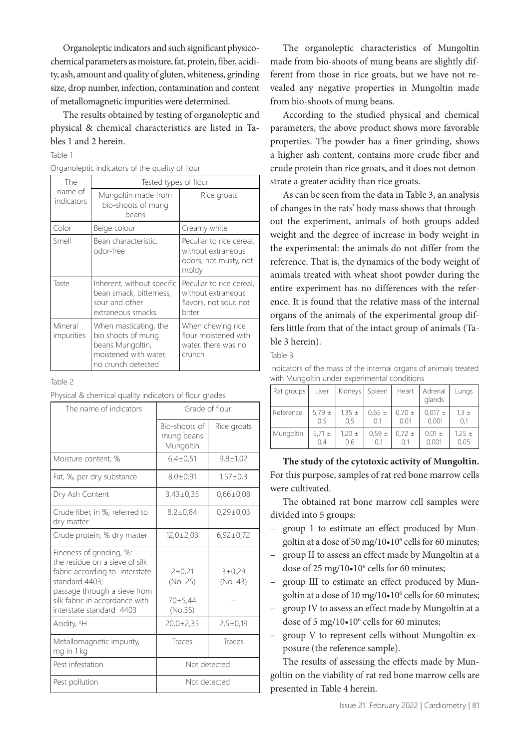Organoleptic indicators and such significant physico-chemical parameters as moisture, fat, protein, fiber, acidity, ash, amount and quality of gluten, whiteness, grinding size, drop number, infection, contamination and content of metallomagnetic impurities were determined.

The results obtained by testing of organoleptic and physical & chemical characteristics are listed in Tables 1 and 2 herein.

Table 1

Organoleptic indicators of the quality of flour

| The name of indicators | Tested types of flour | |
|---|---|---|
| | Mungoltin made from bio-shoots of mung beans | Rice groats |
| Color | Beige colour | Creamy white |
| Smell | Bean characteristic, odor-free | Peculiar to rice cereal, without extraneous odors, not musty, not moldy |
| Taste | Inherent, without specific bean smack, bitterness, sour and other extraneous smacks | Peculiar to rice cereal, without extraneous flavors, not sour, not bitter |
| Mineral impurities | When masticating, the bio shoots of mung beans Mungoltin, moistened with water, no crunch detected | When chewing rice flour moistened with water, there was no crunch |

Table 2

Physical & chemical quality indicators of flour grades

| The name of indicators | Grade of flour | |
|---|---|---|
| | Bio-shoots of mung beans Mungoltin | Rice groats |
| Moisture content, % | 6,4±0,51 | 9,8±1,02 |
| Fat, %, per dry substance | 8,0±0,91 | 1,57±0,3 |
| Dry Ash Content | 3,43±0,35 | 0,66±0,08 |
| Crude fiber, in %, referred to dry matter | 8,2±0,84 | 0,29±0,03 |
| Crude protein, % dry matter | 12,0±2,03 | 6,92±0,72 |
| Fineness of grinding, %: the residue on a sieve of silk fabric according to interstate standard 4403; passage through a sieve from silk fabric in accordance with interstate standard 4403 | 2±0,21 (No. 25) 70±5,44 (No.35) | 3±0,29 (No. 43) – |
| Acidity, °H | 20,0±2,35 | 2,5±0,19 |
| Metallomagnetic impurity, mg in 1 kg | Traces | Traces |
| Pest infestation | Not detected | |
| Pest pollution | Not detected | |

The organoleptic characteristics of Mungoltin made from bio-shoots of mung beans are slightly different from those in rice groats, but we have not revealed any negative properties in Mungoltin made from bio-shoots of mung beans.

According to the studied physical and chemical parameters, the above product shows more favorable properties. The powder has a finer grinding, shows a higher ash content, contains more crude fiber and crude protein than rice groats, and it does not demonstrate a greater acidity than rice groats.

As can be seen from the data in Table 3, an analysis of changes in the rats' body mass shows that throughout the experiment, animals of both groups added weight and the degree of increase in body weight in the experimental: the animals do not differ from the reference. That is, the dynamics of the body weight of animals treated with wheat shoot powder during the entire experiment has no differences with the reference. It is found that the relative mass of the internal organs of the animals of the experimental group differs little from that of the intact group of animals (Table 3 herein).

Table 3

Indicators of the mass of the internal organs of animals treated with Mungoltin under experimental conditions

| Rat groups | Liver | Kidneys | Spleen | Heart | Adrenal glands | Lungs |
|---|---|---|---|---|---|---|
| Reference | 5,79 ± 0,5 | 1,35 ± 0,5 | 0,65 ± 0.1 | 0,70 ± 0,01 | 0,017 ± 0,001 | 1,3 ± 0,1 |
| Mungoltin | 5,71 ± 0,4 | 1,20 ± 0.6 | 0,59 ± 0,1 | 0,72 ± 0,1 | 0.01 ± 0,001 | 1,25 ± 0,05 |

**The study of the cytotoxic activity of Mungoltin.** For this purpose, samples of rat red bone marrow cells were cultivated.

The obtained rat bone marrow cell samples were divided into 5 groups:

- group 1 to estimate an effect produced by Mungoltin at a dose of 50 mg/10•10[6] cells for 60 minutes;
- group II to assess an effect made by Mungoltin at a dose of 25 mg/10•10[6] cells for 60 minutes;
- group III to estimate an effect produced by Mungoltin at a dose of 10 mg/10•10[6] cells for 60 minutes;
- group IV to assess an effect made by Mungoltin at a dose of 5 mg/10•10[6] cells for 60 minutes;
- group V to represent cells without Mungoltin exposure (the reference sample).

The results of assessing the effects made by Mungoltin on the viability of rat red bone marrow cells are presented in Table 4 herein.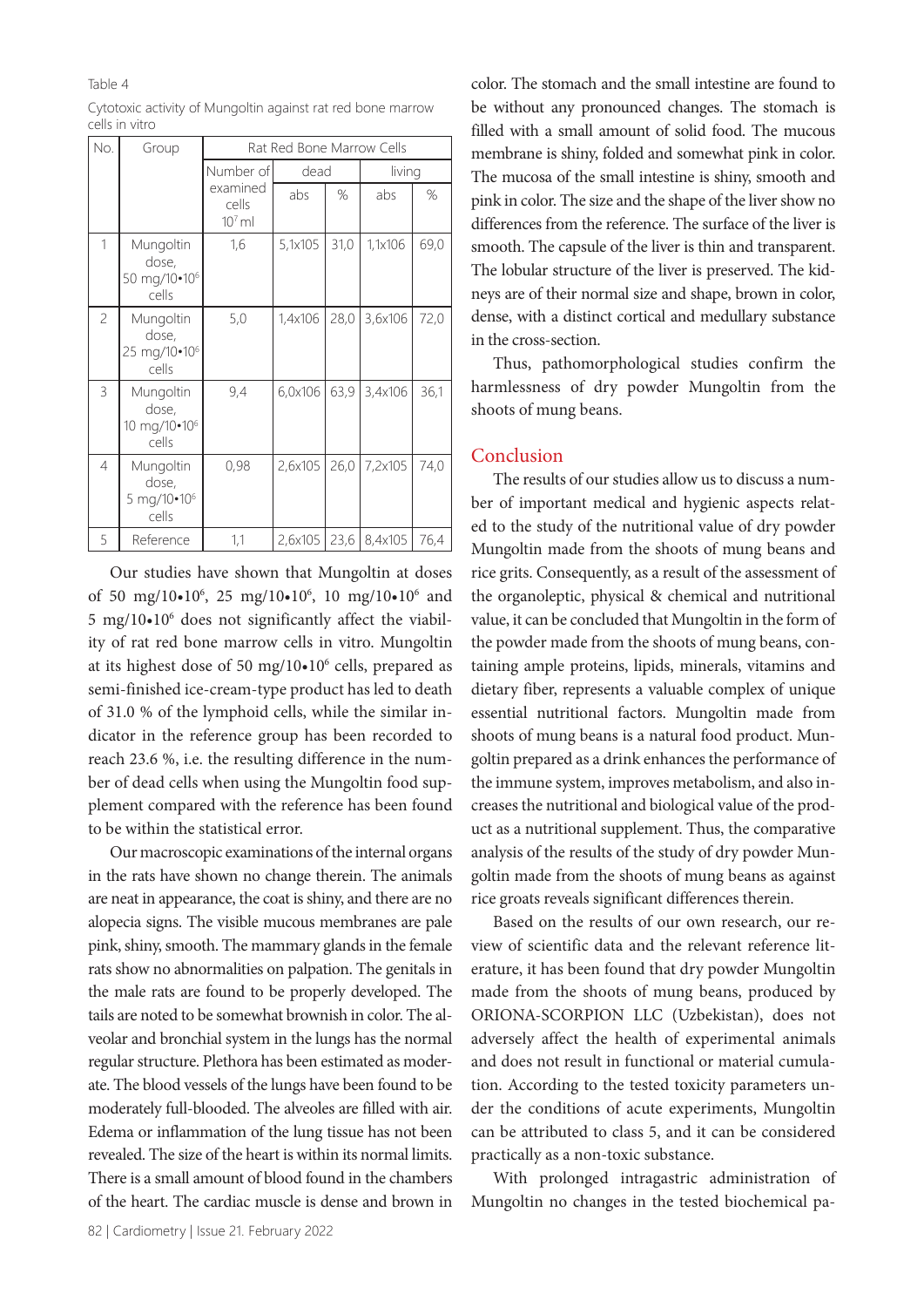Table 4

Cytotoxic activity of Mungoltin against rat red bone marrow cells in vitro

| No. | Group | Rat Red Bone Marrow Cells | | | | |
|---|---|---|---|---|---|---|
| | | Number of examined cells $10^7$ ml | dead | | living | |
| | | | abs | % | abs | % |
| 1 | Mungoltin dose, 50 mg/10•$10^6$ cells | 1,6 | 5,1x105 | 31,0 | 1,1x106 | 69,0 |
| 2 | Mungoltin dose, 25 mg/10•$10^6$ cells | 5,0 | 1,4x106 | 28,0 | 3,6x106 | 72,0 |
| 3 | Mungoltin dose, 10 mg/10•$10^6$ cells | 9,4 | 6,0x106 | 63,9 | 3,4x106 | 36,1 |
| 4 | Mungoltin dose, 5 mg/10•$10^6$ cells | 0,98 | 2,6x105 | 26,0 | 7,2x105 | 74,0 |
| 5 | Reference | 1,1 | 2,6x105 | 23,6 | 8,4x105 | 76,4 |

Our studies have shown that Mungoltin at doses of 50 mg/10•$10^6$, 25 mg/10•$10^6$, 10 mg/10•$10^6$ and 5 mg/10•$10^6$ does not significantly affect the viability of rat red bone marrow cells in vitro. Mungoltin at its highest dose of 50 mg/10•$10^6$ cells, prepared as semi-finished ice-cream-type product has led to death of 31.0 % of the lymphoid cells, while the similar indicator in the reference group has been recorded to reach 23.6 %, i.e. the resulting difference in the number of dead cells when using the Mungoltin food supplement compared with the reference has been found to be within the statistical error.

Our macroscopic examinations of the internal organs in the rats have shown no change therein. The animals are neat in appearance, the coat is shiny, and there are no alopecia signs. The visible mucous membranes are pale pink, shiny, smooth. The mammary glands in the female rats show no abnormalities on palpation. The genitals in the male rats are found to be properly developed. The tails are noted to be somewhat brownish in color. The alveolar and bronchial system in the lungs has the normal regular structure. Plethora has been estimated as moderate. The blood vessels of the lungs have been found to be moderately full-blooded. The alveoles are filled with air. Edema or inflammation of the lung tissue has not been revealed. The size of the heart is within its normal limits. There is a small amount of blood found in the chambers of the heart. The cardiac muscle is dense and brown in color. The stomach and the small intestine are found to be without any pronounced changes. The stomach is filled with a small amount of solid food. The mucous membrane is shiny, folded and somewhat pink in color. The mucosa of the small intestine is shiny, smooth and pink in color. The size and the shape of the liver show no differences from the reference. The surface of the liver is smooth. The capsule of the liver is thin and transparent. The lobular structure of the liver is preserved. The kidneys are of their normal size and shape, brown in color, dense, with a distinct cortical and medullary substance in the cross-section.

Thus, pathomorphological studies confirm the harmlessness of dry powder Mungoltin from the shoots of mung beans.

## Conclusion

The results of our studies allow us to discuss a number of important medical and hygienic aspects related to the study of the nutritional value of dry powder Mungoltin made from the shoots of mung beans and rice grits. Consequently, as a result of the assessment of the organoleptic, physical & chemical and nutritional value, it can be concluded that Mungoltin in the form of the powder made from the shoots of mung beans, containing ample proteins, lipids, minerals, vitamins and dietary fiber, represents a valuable complex of unique essential nutritional factors. Mungoltin made from shoots of mung beans is a natural food product. Mungoltin prepared as a drink enhances the performance of the immune system, improves metabolism, and also increases the nutritional and biological value of the product as a nutritional supplement. Thus, the comparative analysis of the results of the study of dry powder Mungoltin made from the shoots of mung beans as against rice groats reveals significant differences therein.

Based on the results of our own research, our review of scientific data and the relevant reference literature, it has been found that dry powder Mungoltin made from the shoots of mung beans, produced by ORIONA-SCORPION LLC (Uzbekistan), does not adversely affect the health of experimental animals and does not result in functional or material cumulation. According to the tested toxicity parameters under the conditions of acute experiments, Mungoltin can be attributed to class 5, and it can be considered practically as a non-toxic substance.

With prolonged intragastric administration of Mungoltin no changes in the tested biochemical pa-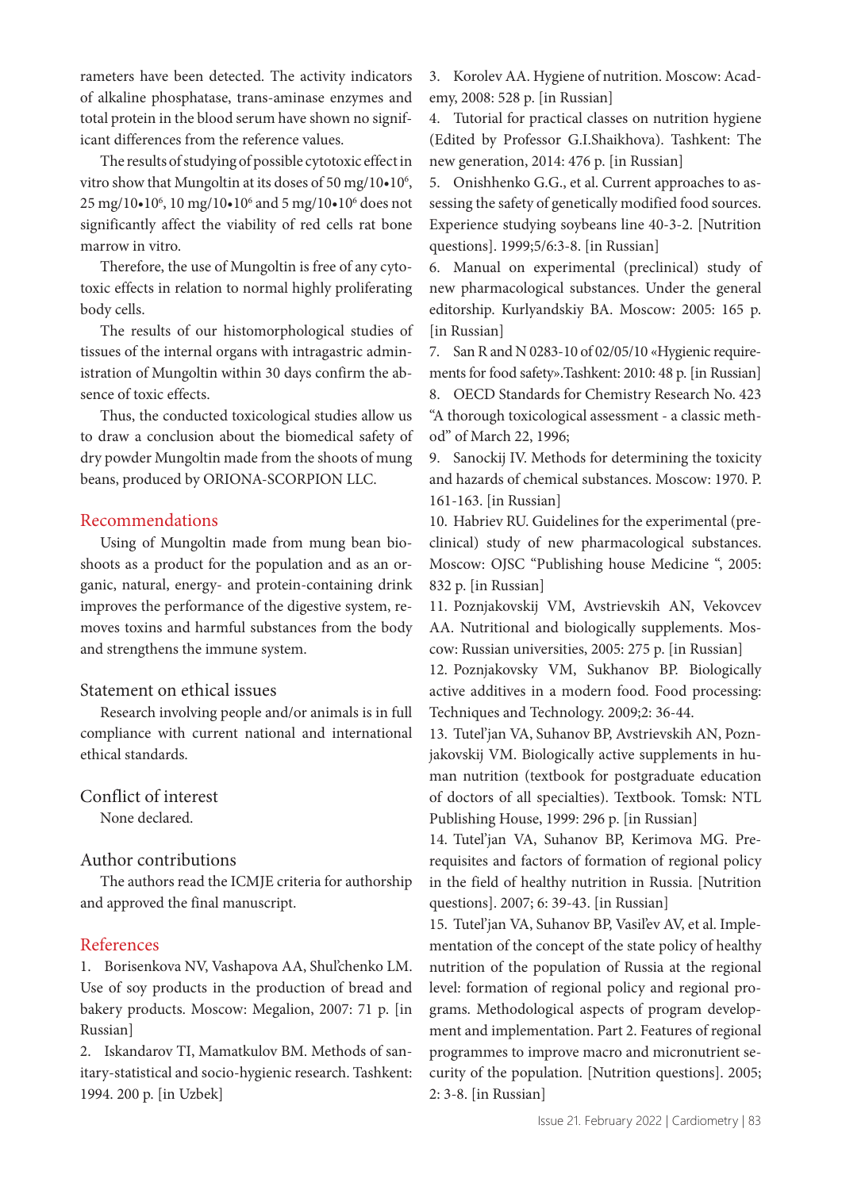rameters have been detected. The activity indicators of alkaline phosphatase, trans-aminase enzymes and total protein in the blood serum have shown no significant differences from the reference values.

The results of studying of possible cytotoxic effect in vitro show that Mungoltin at its doses of 50 mg/10•$10^6$, 25 mg/10•$10^6$, 10 mg/10•$10^6$ and 5 mg/10•$10^6$ does not significantly affect the viability of red cells rat bone marrow in vitro.

Therefore, the use of Mungoltin is free of any cytotoxic effects in relation to normal highly proliferating body cells.

The results of our histomorphological studies of tissues of the internal organs with intragastric administration of Mungoltin within 30 days confirm the absence of toxic effects.

Thus, the conducted toxicological studies allow us to draw a conclusion about the biomedical safety of dry powder Mungoltin made from the shoots of mung beans, produced by ORIONA-SCORPION LLC.

## Recommendations

Using of Mungoltin made from mung bean bioshoots as a product for the population and as an organic, natural, energy- and protein-containing drink improves the performance of the digestive system, removes toxins and harmful substances from the body and strengthens the immune system.

### Statement on ethical issues

Research involving people and/or animals is in full compliance with current national and international ethical standards.

### Conflict of interest

None declared.

### Author contributions

The authors read the ICMJE criteria for authorship and approved the final manuscript.

## References

1. Borisenkova NV, Vashapova AA, Shul'chenko LM. Use of soy products in the production of bread and bakery products. Moscow: Megalion, 2007: 71 p. [in Russian]
2. Iskandarov TI, Mamatkulov BM. Methods of sanitary-statistical and socio-hygienic research. Tashkent: 1994. 200 p. [in Uzbek]
3. Korolev AA. Hygiene of nutrition. Moscow: Academy, 2008: 528 p. [in Russian]
4. Tutorial for practical classes on nutrition hygiene (Edited by Professor G.I.Shaikhova). Tashkent: The new generation, 2014: 476 p. [in Russian]
5. Onishhenko G.G., et al. Current approaches to assessing the safety of genetically modified food sources. Experience studying soybeans line 40-3-2. [Nutrition questions]. 1999;5/6:3-8. [in Russian]
6. Manual on experimental (preclinical) study of new pharmacological substances. Under the general editorship. Kurlyandskiy BA. Moscow: 2005: 165 p. [in Russian]
7. San R and N 0283-10 of 02/05/10 «Hygienic requirements for food safety».Tashkent: 2010: 48 p. [in Russian]
8. OECD Standards for Chemistry Research No. 423 "A thorough toxicological assessment - a classic method" of March 22, 1996;
9. Sanockij IV. Methods for determining the toxicity and hazards of chemical substances. Moscow: 1970. P. 161-163. [in Russian]
10. Habriev RU. Guidelines for the experimental (preclinical) study of new pharmacological substances. Moscow: OJSC "Publishing house Medicine ", 2005: 832 p. [in Russian]
11. Poznjakovskij VM, Avstrievskih AN, Vekovcev AA. Nutritional and biologically supplements. Moscow: Russian universities, 2005: 275 p. [in Russian]
12. Poznjakovsky VM, Sukhanov BP. Biologically active additives in a modern food. Food processing: Techniques and Technology. 2009;2: 36-44.
13. Tutel'jan VA, Suhanov BP, Avstrievskih AN, Poznjakovskij VM. Biologically active supplements in human nutrition (textbook for postgraduate education of doctors of all specialties). Textbook. Tomsk: NTL Publishing House, 1999: 296 p. [in Russian]
14. Tutel'jan VA, Suhanov BP, Kerimova MG. Prerequisites and factors of formation of regional policy in the field of healthy nutrition in Russia. [Nutrition questions]. 2007; 6: 39-43. [in Russian]
15. Tutel'jan VA, Suhanov BP, Vasil'ev AV, et al. Implementation of the concept of the state policy of healthy nutrition of the population of Russia at the regional level: formation of regional policy and regional programs. Methodological aspects of program development and implementation. Part 2. Features of regional programmes to improve macro and micronutrient security of the population. [Nutrition questions]. 2005; 2: 3-8. [in Russian]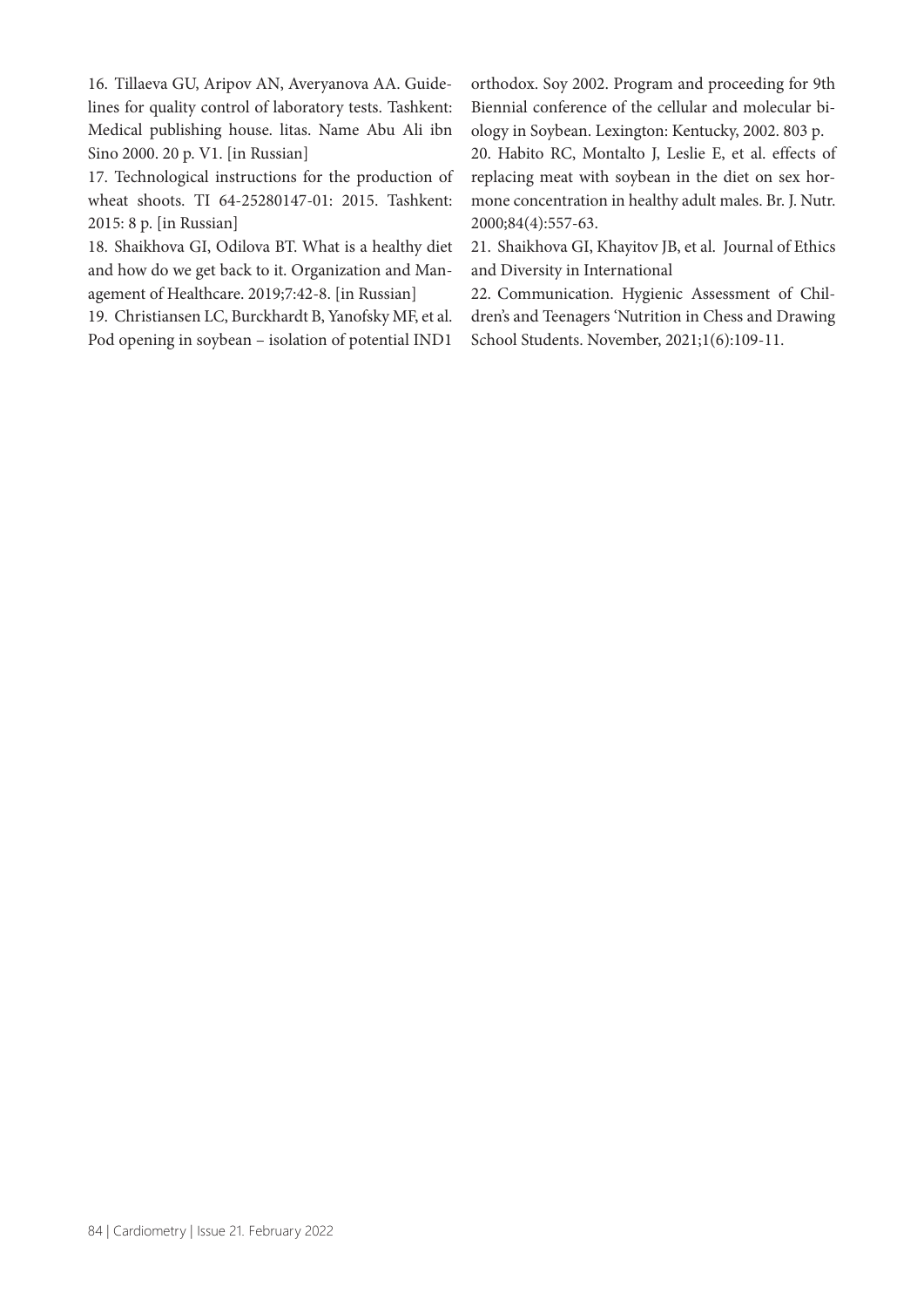16. Tillaeva GU, Aripov AN, Averyanova AA. Guidelines for quality control of laboratory tests. Tashkent: Medical publishing house. litas. Name Abu Ali ibn Sino 2000. 20 p. V1. [in Russian]

17. Technological instructions for the production of wheat shoots. TI 64-25280147-01: 2015. Tashkent: 2015: 8 p. [in Russian]

18. Shaikhova GI, Odilova BT. What is a healthy diet and how do we get back to it. Organization and Management of Healthcare. 2019;7:42-8. [in Russian]

19. Christiansen LC, Burckhardt B, Yanofsky MF, et al. Pod opening in soybean – isolation of potential IND1 orthodox. Soy 2002. Program and proceeding for 9th Biennial conference of the cellular and molecular biology in Soybean. Lexington: Kentucky, 2002. 803 p.

20. Habito RC, Montalto J, Leslie E, et al. effects of replacing meat with soybean in the diet on sex hormone concentration in healthy adult males. Br. J. Nutr. 2000;84(4):557-63.

21. Shaikhova GI, Khayitov JB, et al. Journal of Ethics and Diversity in International

22. Communication. Hygienic Assessment of Children's and Teenagers 'Nutrition in Chess and Drawing School Students. November, 2021;1(6):109-11.